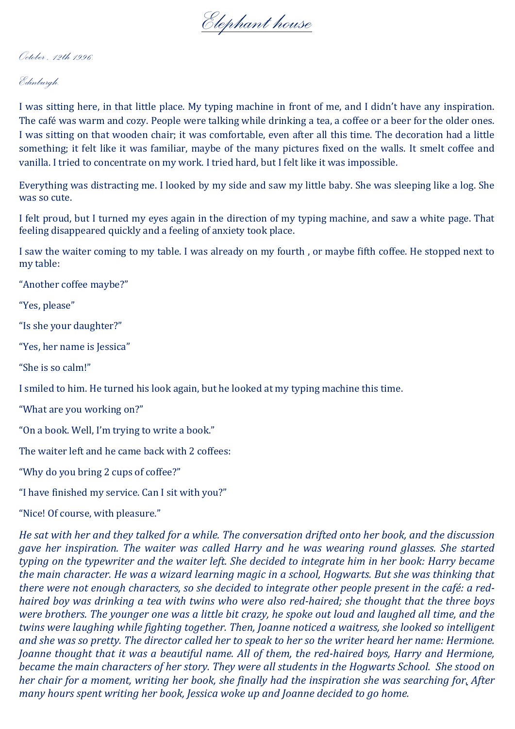# *Elephant house*

*October , 12th 1996.*

*Edinburgh.*

I was sitting here, in that little place. My typing machine in front of me, and I didn't have any inspiration. The café was warm and cozy. People were talking while drinking a tea, a coffee or a beer for the older ones. I was sitting on that wooden chair; it was comfortable, even after all this time. The decoration had a little something; it felt like it was familiar, maybe of the many pictures fixed on the walls. It smelt coffee and vanilla. I tried to concentrate on my work. I tried hard, but I felt like it was impossible.

Everything was distracting me. I looked by my side and saw my little baby. She was sleeping like a log. She was so cute.

I felt proud, but I turned my eyes again in the direction of my typing machine, and saw a white page. That feeling disappeared quickly and a feeling of anxiety took place.

I saw the waiter coming to my table. I was already on my fourth , or maybe fifth coffee. He stopped next to my table:

"Another coffee maybe?"

"Yes, please"

"Is she your daughter?"

"Yes, her name is Jessica"

"She is so calm!"

I smiled to him. He turned his look again, but he looked at my typing machine this time.

"What are you working on?"

"On a book. Well, I'm trying to write a book."

The waiter left and he came back with 2 coffees:

"Why do you bring 2 cups of coffee?"

"I have finished my service. Can I sit with you?"

"Nice! Of course, with pleasure."

*He sat with her and they talked for a while. The conversation drifted onto her book, and the discussion gave her inspiration. The waiter was called Harry and he was wearing round glasses. She started typing on the typewriter and the waiter left. She decided to integrate him in her book: Harry became the main character. He was a wizard learning magic in a school, Hogwarts. But she was thinking that there were not enough characters, so she decided to integrate other people present in the café: a red-haired boy was drinking a tea with twins who were also red-haired; she thought that the three boys were brothers. The younger one was a little bit crazy, he spoke out loud and laughed all time, and the twins were laughing while fighting together. Then, Joanne noticed a waitress, she looked so intelligent and she was so pretty. The director called her to speak to her so the writer heard her name: Hermione. Joanne thought that it was a beautiful name. All of them, the red-haired boys, Harry and Hermione, became the main characters of her story. They were all students in the Hogwarts School. She stood on her chair for a moment, writing her book, she finally had the inspiration she was searching for. After many hours spent writing her book, Jessica woke up and Joanne decided to go home.*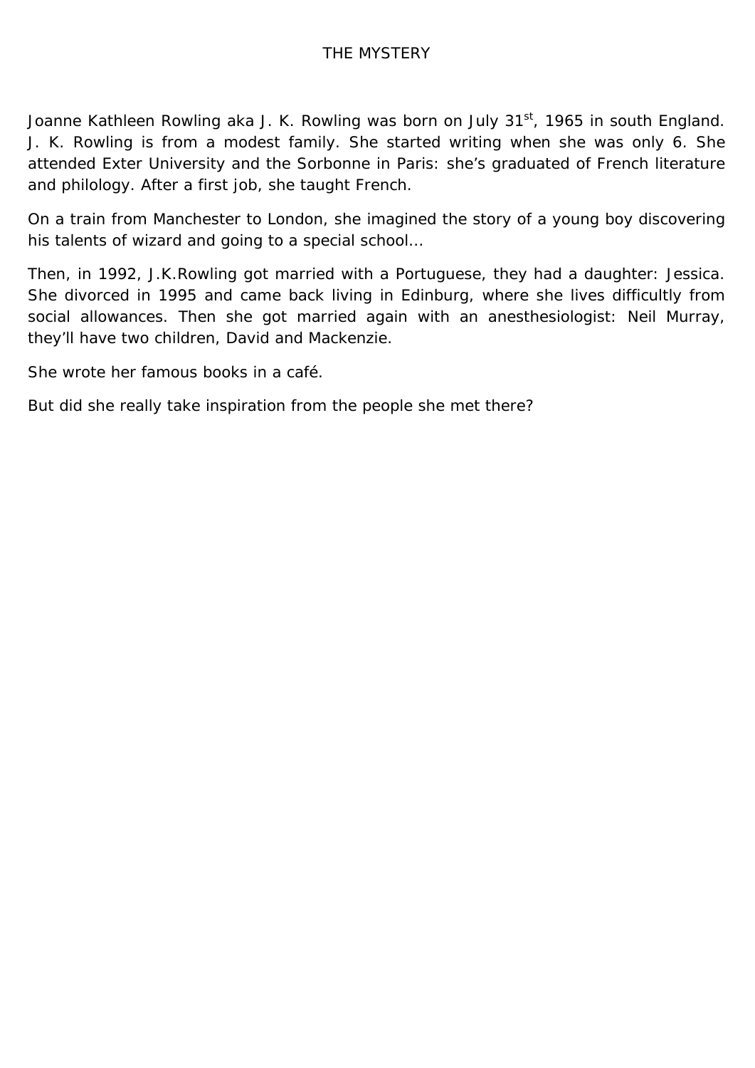# THE MYSTERY

Joanne Kathleen Rowling aka J. K. Rowling was born on July 31st, 1965 in south England. J. K. Rowling is from a modest family. She started writing when she was only 6. She attended Exter University and the Sorbonne in Paris: she's graduated of French literature and philology. After a first job, she taught French.

On a train from Manchester to London, she imagined the story of a young boy discovering his talents of wizard and going to a special school…

Then, in 1992, J.K.Rowling got married with a Portuguese, they had a daughter: Jessica. She divorced in 1995 and came back living in Edinburg, where she lives difficultly from social allowances. Then she got married again with an anesthesiologist: Neil Murray, they'll have two children, David and Mackenzie.

She wrote her famous books in a café.

But did she really take inspiration from the people she met there?